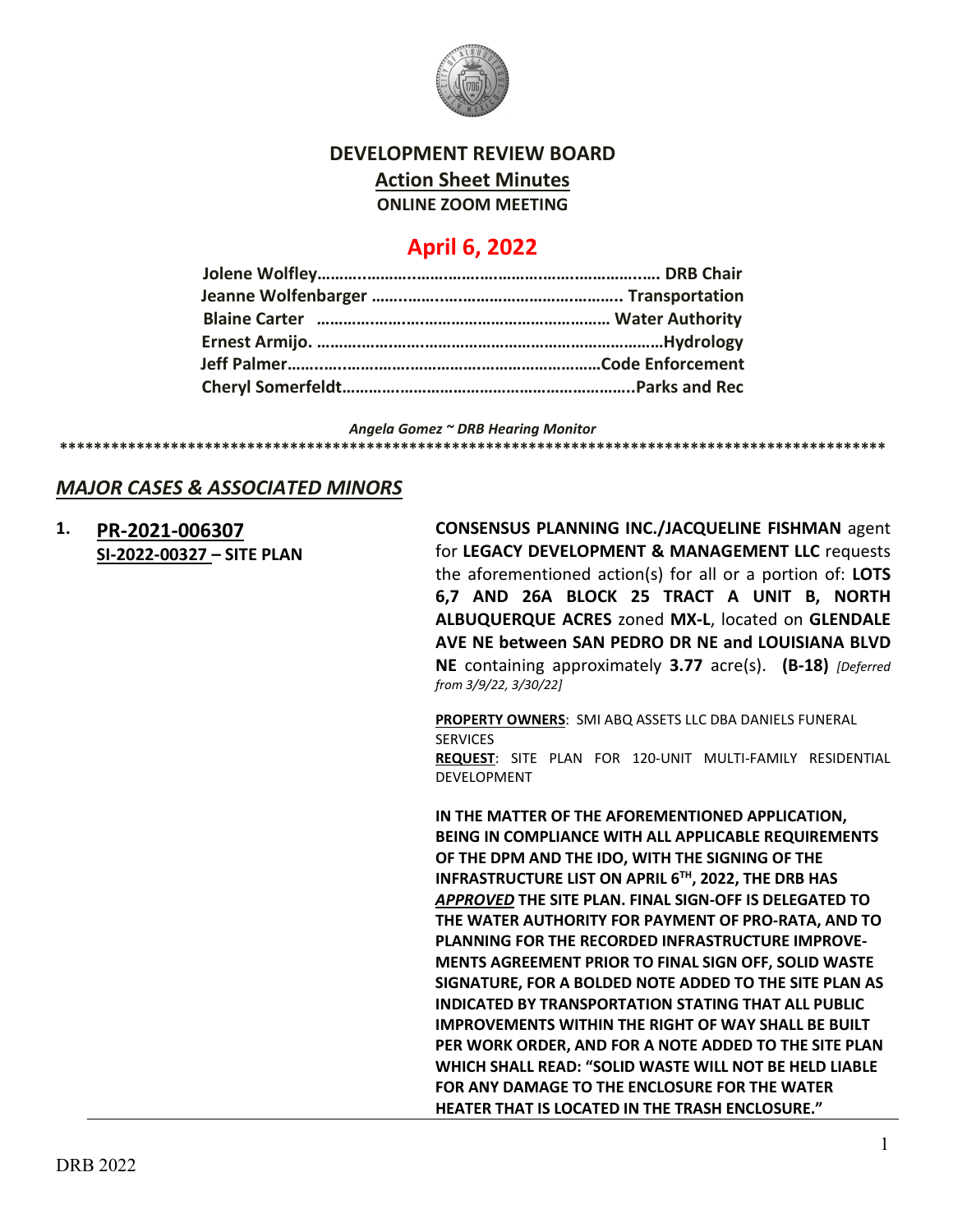# DEVELOPMENT REVIEW BOARD

## Action Sheet Minutes

**ONLINE ZOOM MEETING**

## April 6, 2022

**Jolene Wolfley……………………………………………………………… DRB Chair**
**Jeanne Wolfenbarger ………………………………………………….. Transportation**
**Blaine Carter ………………………………………………………… Water Authority**
**Ernest Armijo. ……………………………………………………………………Hydrology**
**Jeff Palmer…………………………………………………………………Code Enforcement**
**Cheryl Somerfeldt………………………………………………………..Parks and Rec**

*Angela Gomez ~ DRB Hearing Monitor*

****************************************************************************************************

## *MAJOR CASES & ASSOCIATED MINORS*

**1. PR-2021-006307**
**SI-2022-00327 – SITE PLAN**

**CONSENSUS PLANNING INC./JACQUELINE FISHMAN** agent for **LEGACY DEVELOPMENT & MANAGEMENT LLC** requests the aforementioned action(s) for all or a portion of: **LOTS 6,7 AND 26A BLOCK 25 TRACT A UNIT B, NORTH ALBUQUERQUE ACRES** zoned **MX-L**, located on **GLENDALE AVE NE between SAN PEDRO DR NE and LOUISIANA BLVD NE** containing approximately **3.77** acre(s). **(B-18)** *[Deferred from 3/9/22, 3/30/22]*

**PROPERTY OWNERS**: SMI ABQ ASSETS LLC DBA DANIELS FUNERAL SERVICES
**REQUEST**: SITE PLAN FOR 120-UNIT MULTI-FAMILY RESIDENTIAL DEVELOPMENT

**IN THE MATTER OF THE AFOREMENTIONED APPLICATION, BEING IN COMPLIANCE WITH ALL APPLICABLE REQUIREMENTS OF THE DPM AND THE IDO, WITH THE SIGNING OF THE INFRASTRUCTURE LIST ON APRIL 6TH, 2022, THE DRB HAS *APPROVED* THE SITE PLAN. FINAL SIGN-OFF IS DELEGATED TO THE WATER AUTHORITY FOR PAYMENT OF PRO-RATA, AND TO PLANNING FOR THE RECORDED INFRASTRUCTURE IMPROVEMENTS AGREEMENT PRIOR TO FINAL SIGN OFF, SOLID WASTE SIGNATURE, FOR A BOLDED NOTE ADDED TO THE SITE PLAN AS INDICATED BY TRANSPORTATION STATING THAT ALL PUBLIC IMPROVEMENTS WITHIN THE RIGHT OF WAY SHALL BE BUILT PER WORK ORDER, AND FOR A NOTE ADDED TO THE SITE PLAN WHICH SHALL READ: "SOLID WASTE WILL NOT BE HELD LIABLE FOR ANY DAMAGE TO THE ENCLOSURE FOR THE WATER HEATER THAT IS LOCATED IN THE TRASH ENCLOSURE."**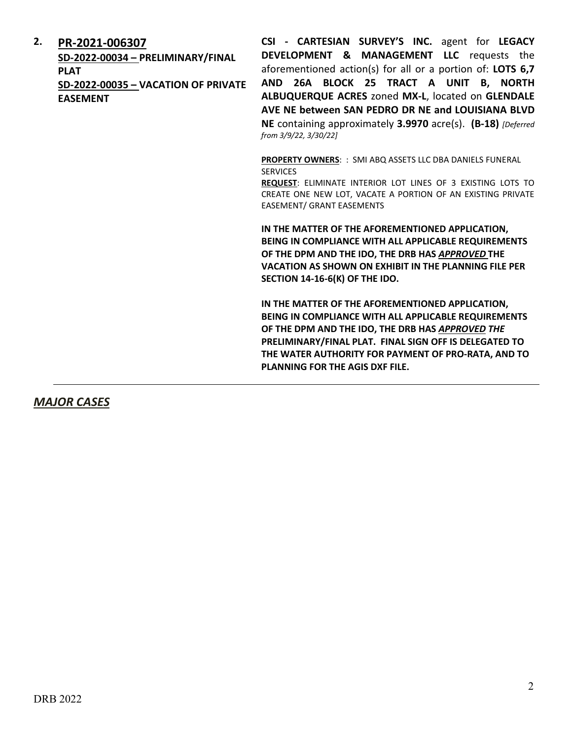**2.** **PR-2021-006307**
**SD-2022-00034 – PRELIMINARY/FINAL PLAT**
**SD-2022-00035 – VACATION OF PRIVATE EASEMENT**

**CSI - CARTESIAN SURVEY'S INC.** agent for **LEGACY DEVELOPMENT & MANAGEMENT LLC** requests the aforementioned action(s) for all or a portion of: **LOTS 6,7 AND 26A BLOCK 25 TRACT A UNIT B, NORTH ALBUQUERQUE ACRES** zoned **MX-L**, located on **GLENDALE AVE NE between SAN PEDRO DR NE and LOUISIANA BLVD NE** containing approximately **3.9970** acre(s). **(B-18)** *[Deferred from 3/9/22, 3/30/22]*

**PROPERTY OWNERS**: : SMI ABQ ASSETS LLC DBA DANIELS FUNERAL SERVICES
**REQUEST**: ELIMINATE INTERIOR LOT LINES OF 3 EXISTING LOTS TO CREATE ONE NEW LOT, VACATE A PORTION OF AN EXISTING PRIVATE EASEMENT/ GRANT EASEMENTS

**IN THE MATTER OF THE AFOREMENTIONED APPLICATION, BEING IN COMPLIANCE WITH ALL APPLICABLE REQUIREMENTS OF THE DPM AND THE IDO, THE DRB HAS *APPROVED* THE VACATION AS SHOWN ON EXHIBIT IN THE PLANNING FILE PER SECTION 14-16-6(K) OF THE IDO.**

**IN THE MATTER OF THE AFOREMENTIONED APPLICATION, BEING IN COMPLIANCE WITH ALL APPLICABLE REQUIREMENTS OF THE DPM AND THE IDO, THE DRB HAS *APPROVED THE* PRELIMINARY/FINAL PLAT. FINAL SIGN OFF IS DELEGATED TO THE WATER AUTHORITY FOR PAYMENT OF PRO-RATA, AND TO PLANNING FOR THE AGIS DXF FILE.**

---

## *MAJOR CASES*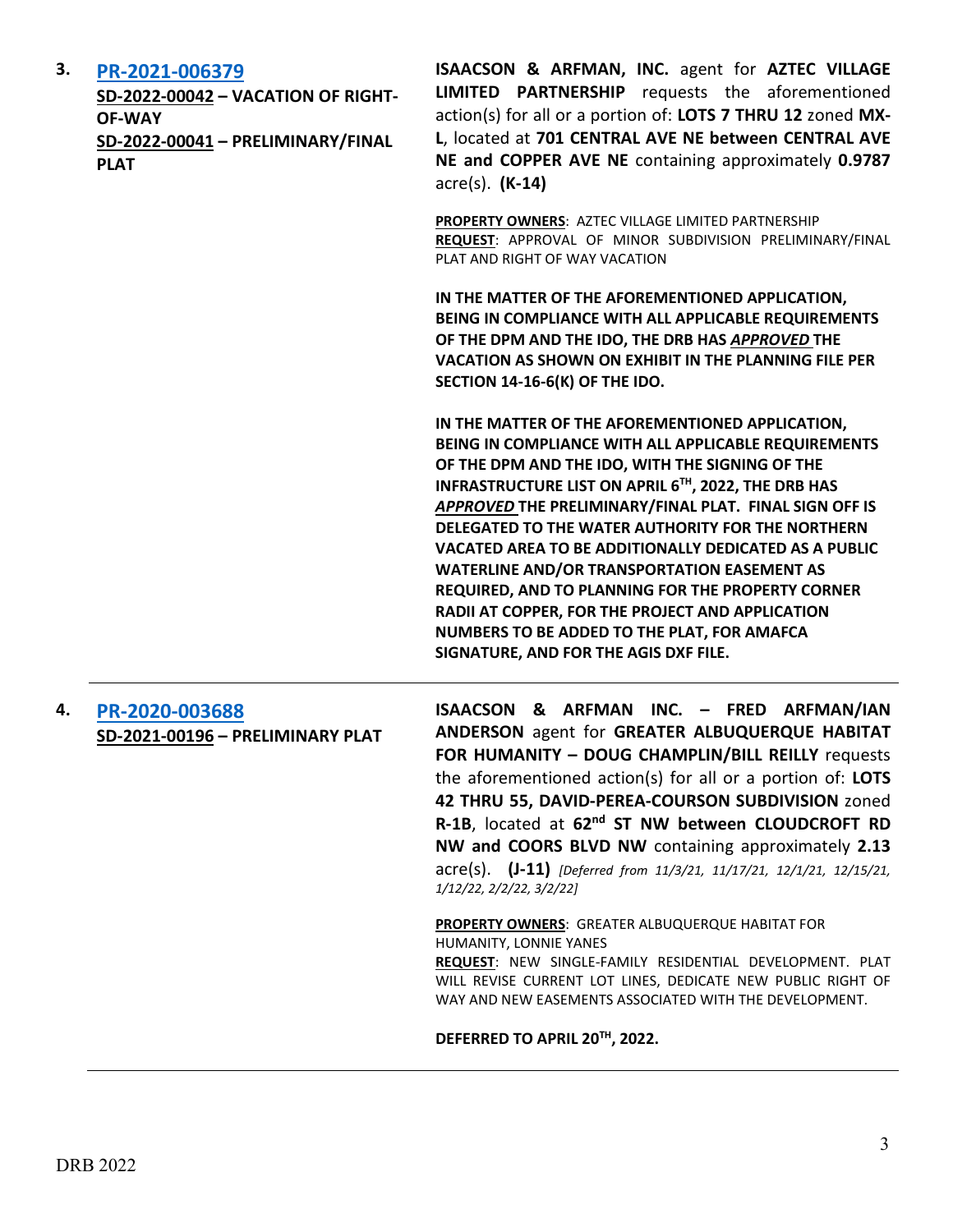3. **[PR-2021-006379](#)**
**SD-2022-00042 – VACATION OF RIGHT-OF-WAY**
**SD-2022-00041 – PRELIMINARY/FINAL PLAT**

**ISAACSON & ARFMAN, INC.** agent for **AZTEC VILLAGE LIMITED PARTNERSHIP** requests the aforementioned action(s) for all or a portion of: **LOTS 7 THRU 12** zoned **MX-L**, located at **701 CENTRAL AVE NE between CENTRAL AVE NE and COPPER AVE NE** containing approximately **0.9787** acre(s). **(K-14)**

**PROPERTY OWNERS**: AZTEC VILLAGE LIMITED PARTNERSHIP
**REQUEST**: APPROVAL OF MINOR SUBDIVISION PRELIMINARY/FINAL PLAT AND RIGHT OF WAY VACATION

**IN THE MATTER OF THE AFOREMENTIONED APPLICATION, BEING IN COMPLIANCE WITH ALL APPLICABLE REQUIREMENTS OF THE DPM AND THE IDO, THE DRB HAS *APPROVED* THE VACATION AS SHOWN ON EXHIBIT IN THE PLANNING FILE PER SECTION 14-16-6(K) OF THE IDO.**

**IN THE MATTER OF THE AFOREMENTIONED APPLICATION, BEING IN COMPLIANCE WITH ALL APPLICABLE REQUIREMENTS OF THE DPM AND THE IDO, WITH THE SIGNING OF THE INFRASTRUCTURE LIST ON APRIL 6TH, 2022, THE DRB HAS *APPROVED* THE PRELIMINARY/FINAL PLAT. FINAL SIGN OFF IS DELEGATED TO THE WATER AUTHORITY FOR THE NORTHERN VACATED AREA TO BE ADDITIONALLY DEDICATED AS A PUBLIC WATERLINE AND/OR TRANSPORTATION EASEMENT AS REQUIRED, AND TO PLANNING FOR THE PROPERTY CORNER RADII AT COPPER, FOR THE PROJECT AND APPLICATION NUMBERS TO BE ADDED TO THE PLAT, FOR AMAFCA SIGNATURE, AND FOR THE AGIS DXF FILE.**

---

4. **[PR-2020-003688](#)**
**SD-2021-00196 – PRELIMINARY PLAT**

**ISAACSON & ARFMAN INC. – FRED ARFMAN/IAN ANDERSON** agent for **GREATER ALBUQUERQUE HABITAT FOR HUMANITY – DOUG CHAMPLIN/BILL REILLY** requests the aforementioned action(s) for all or a portion of: **LOTS 42 THRU 55, DAVID-PEREA-COURSON SUBDIVISION** zoned **R-1B**, located at **62nd ST NW between CLOUDCROFT RD NW and COORS BLVD NW** containing approximately **2.13** acre(s). **(J-11)** *[Deferred from 11/3/21, 11/17/21, 12/1/21, 12/15/21, 1/12/22, 2/2/22, 3/2/22]*

**PROPERTY OWNERS**: GREATER ALBUQUERQUE HABITAT FOR HUMANITY, LONNIE YANES
**REQUEST**: NEW SINGLE-FAMILY RESIDENTIAL DEVELOPMENT. PLAT WILL REVISE CURRENT LOT LINES, DEDICATE NEW PUBLIC RIGHT OF WAY AND NEW EASEMENTS ASSOCIATED WITH THE DEVELOPMENT.

**DEFERRED TO APRIL 20TH, 2022.**

---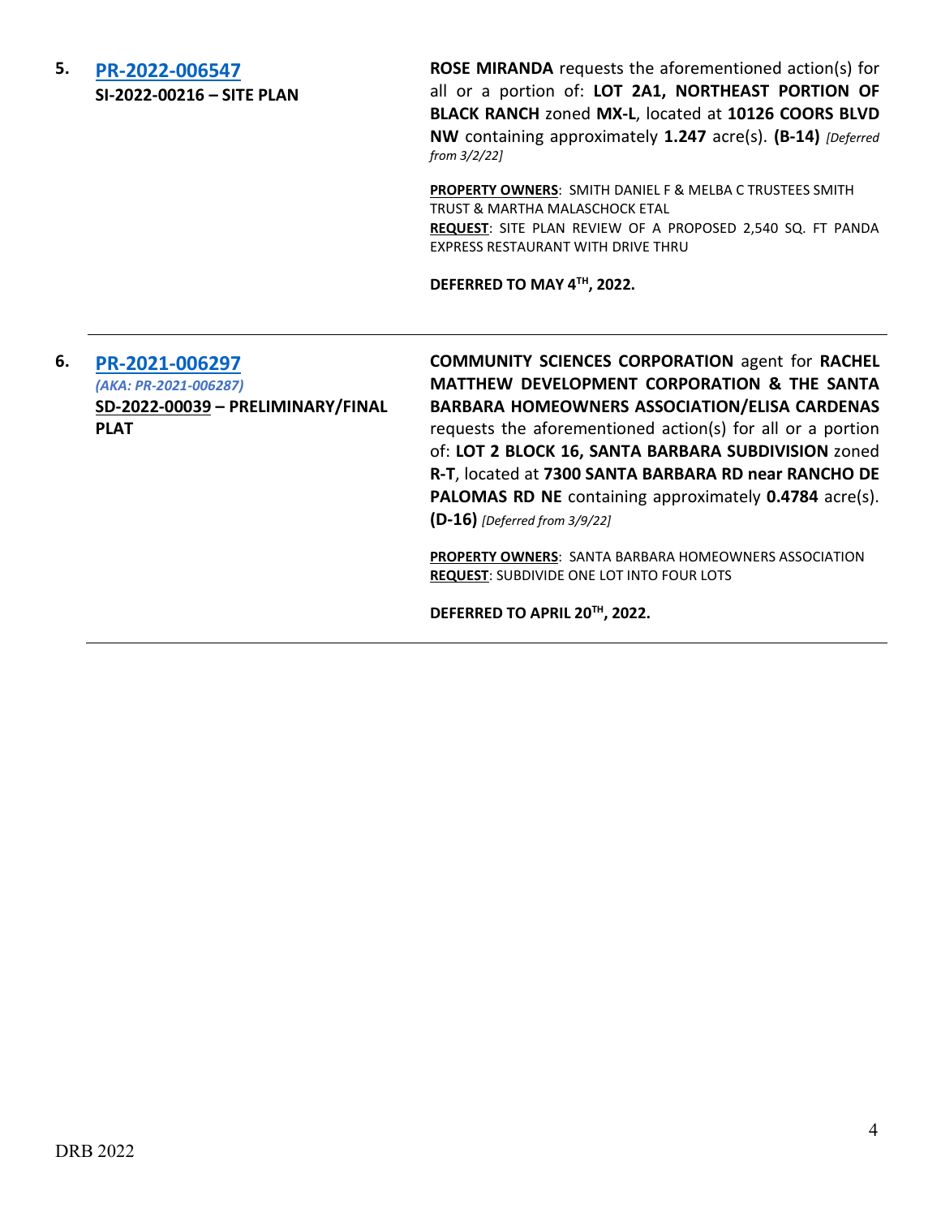5. **PR-2022-006547**
**SI-2022-00216 – SITE PLAN**

**ROSE MIRANDA** requests the aforementioned action(s) for all or a portion of: **LOT 2A1, NORTHEAST PORTION OF BLACK RANCH** zoned **MX-L**, located at **10126 COORS BLVD NW** containing approximately **1.247** acre(s). **(B-14)** *[Deferred from 3/2/22]*

**PROPERTY OWNERS**: SMITH DANIEL F & MELBA C TRUSTEES SMITH TRUST & MARTHA MALASCHOCK ETAL
**REQUEST**: SITE PLAN REVIEW OF A PROPOSED 2,540 SQ. FT PANDA EXPRESS RESTAURANT WITH DRIVE THRU

**DEFERRED TO MAY 4TH, 2022.**

---

6. **PR-2021-006297**
*(AKA: PR-2021-006287)*
**SD-2022-00039 – PRELIMINARY/FINAL PLAT**

**COMMUNITY SCIENCES CORPORATION** agent for **RACHEL MATTHEW DEVELOPMENT CORPORATION & THE SANTA BARBARA HOMEOWNERS ASSOCIATION/ELISA CARDENAS** requests the aforementioned action(s) for all or a portion of: **LOT 2 BLOCK 16, SANTA BARBARA SUBDIVISION** zoned **R-T**, located at **7300 SANTA BARBARA RD near RANCHO DE PALOMAS RD NE** containing approximately **0.4784** acre(s). **(D-16)** *[Deferred from 3/9/22]*

**PROPERTY OWNERS**: SANTA BARBARA HOMEOWNERS ASSOCIATION
**REQUEST**: SUBDIVIDE ONE LOT INTO FOUR LOTS

**DEFERRED TO APRIL 20TH, 2022.**

---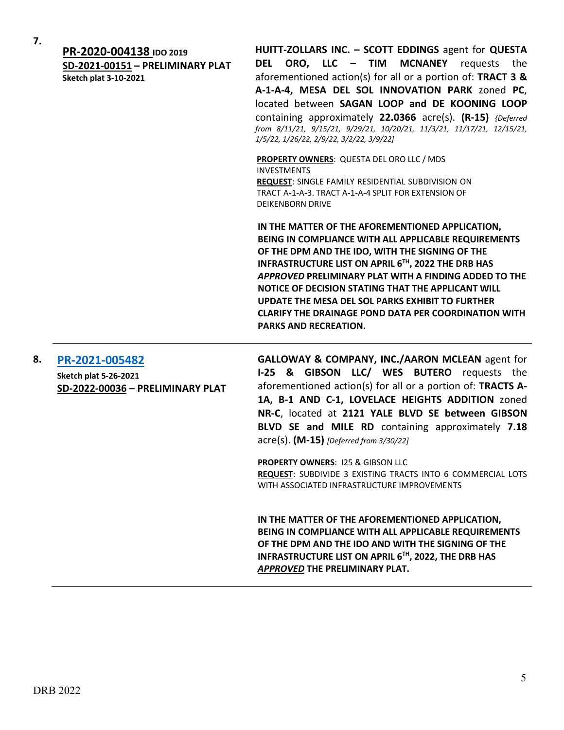7.

**PR-2020-004138 IDO 2019**
**SD-2021-00151 – PRELIMINARY PLAT**
**Sketch plat 3-10-2021**

**HUITT-ZOLLARS INC. – SCOTT EDDINGS** agent for **QUESTA DEL ORO, LLC – TIM MCNANEY** requests the aforementioned action(s) for all or a portion of: **TRACT 3 & A-1-A-4, MESA DEL SOL INNOVATION PARK** zoned **PC**, located between **SAGAN LOOP and DE KOONING LOOP** containing approximately **22.0366** acre(s). **(R-15)** *{Deferred from 8/11/21, 9/15/21, 9/29/21, 10/20/21, 11/3/21, 11/17/21, 12/15/21, 1/5/22, 1/26/22, 2/9/22, 3/2/22, 3/9/22]*

**PROPERTY OWNERS**: QUESTA DEL ORO LLC / MDS INVESTMENTS
**REQUEST**: SINGLE FAMILY RESIDENTIAL SUBDIVISION ON TRACT A-1-A-3. TRACT A-1-A-4 SPLIT FOR EXTENSION OF DEIKENBORN DRIVE

**IN THE MATTER OF THE AFOREMENTIONED APPLICATION, BEING IN COMPLIANCE WITH ALL APPLICABLE REQUIREMENTS OF THE DPM AND THE IDO, WITH THE SIGNING OF THE INFRASTRUCTURE LIST ON APRIL 6TH, 2022 THE DRB HAS *APPROVED* PRELIMINARY PLAT WITH A FINDING ADDED TO THE NOTICE OF DECISION STATING THAT THE APPLICANT WILL UPDATE THE MESA DEL SOL PARKS EXHIBIT TO FURTHER CLARIFY THE DRAINAGE POND DATA PER COORDINATION WITH PARKS AND RECREATION.**

---

8.

**PR-2021-005482**
**Sketch plat 5-26-2021**
**SD-2022-00036 – PRELIMINARY PLAT**

**GALLOWAY & COMPANY, INC./AARON MCLEAN** agent for **I-25 & GIBSON LLC/ WES BUTERO** requests the aforementioned action(s) for all or a portion of: **TRACTS A-1A, B-1 AND C-1, LOVELACE HEIGHTS ADDITION** zoned **NR-C**, located at **2121 YALE BLVD SE between GIBSON BLVD SE and MILE RD** containing approximately **7.18** acre(s). **(M-15)** *[Deferred from 3/30/22]*

**PROPERTY OWNERS**: I25 & GIBSON LLC
**REQUEST**: SUBDIVIDE 3 EXISTING TRACTS INTO 6 COMMERCIAL LOTS WITH ASSOCIATED INFRASTRUCTURE IMPROVEMENTS

**IN THE MATTER OF THE AFOREMENTIONED APPLICATION, BEING IN COMPLIANCE WITH ALL APPLICABLE REQUIREMENTS OF THE DPM AND THE IDO AND WITH THE SIGNING OF THE INFRASTRUCTURE LIST ON APRIL 6TH, 2022, THE DRB HAS *APPROVED* THE PRELIMINARY PLAT.**

---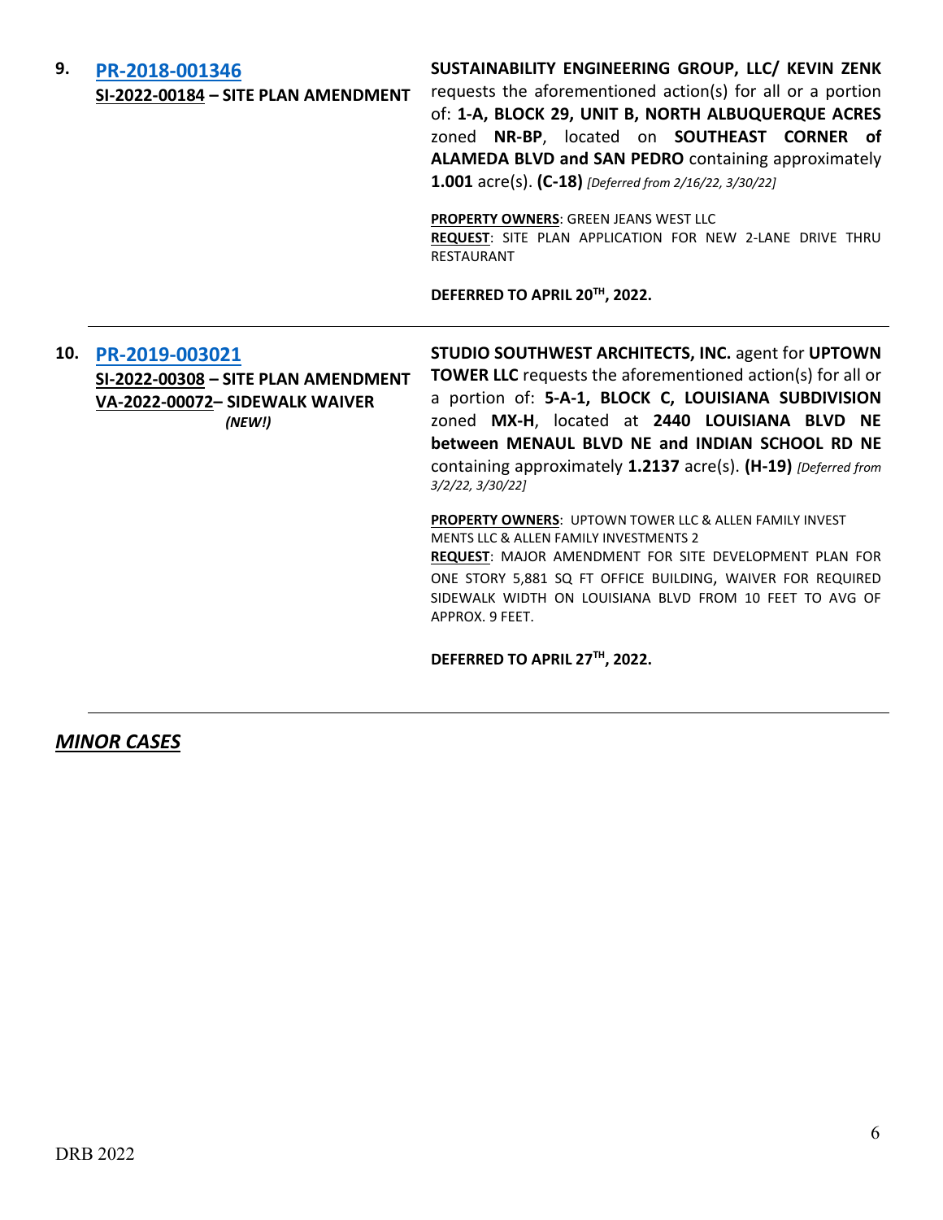**9.** **[PR-2018-001346](PR-2018-001346)**
**SI-2022-00184 – SITE PLAN AMENDMENT**

**SUSTAINABILITY ENGINEERING GROUP, LLC/ KEVIN ZENK** requests the aforementioned action(s) for all or a portion of: **1-A, BLOCK 29, UNIT B, NORTH ALBUQUERQUE ACRES** zoned **NR-BP**, located on **SOUTHEAST CORNER of ALAMEDA BLVD and SAN PEDRO** containing approximately **1.001** acre(s). **(C-18)** *[Deferred from 2/16/22, 3/30/22]*

**PROPERTY OWNERS**: GREEN JEANS WEST LLC
**REQUEST**: SITE PLAN APPLICATION FOR NEW 2-LANE DRIVE THRU RESTAURANT

**DEFERRED TO APRIL 20TH, 2022.**

---

**10.** **[PR-2019-003021](PR-2019-003021)**
**SI-2022-00308 – SITE PLAN AMENDMENT**
**VA-2022-00072– SIDEWALK WAIVER**
***(NEW!)***

**STUDIO SOUTHWEST ARCHITECTS, INC.** agent for **UPTOWN TOWER LLC** requests the aforementioned action(s) for all or a portion of: **5-A-1, BLOCK C, LOUISIANA SUBDIVISION** zoned **MX-H**, located at **2440 LOUISIANA BLVD NE between MENAUL BLVD NE and INDIAN SCHOOL RD NE** containing approximately **1.2137** acre(s). **(H-19)** *[Deferred from 3/2/22, 3/30/22]*

**PROPERTY OWNERS**: UPTOWN TOWER LLC & ALLEN FAMILY INVEST MENTS LLC & ALLEN FAMILY INVESTMENTS 2
**REQUEST**: MAJOR AMENDMENT FOR SITE DEVELOPMENT PLAN FOR ONE STORY 5,881 SQ FT OFFICE BUILDING, WAIVER FOR REQUIRED SIDEWALK WIDTH ON LOUISIANA BLVD FROM 10 FEET TO AVG OF APPROX. 9 FEET.

**DEFERRED TO APRIL 27TH, 2022.**

---

## ***MINOR CASES***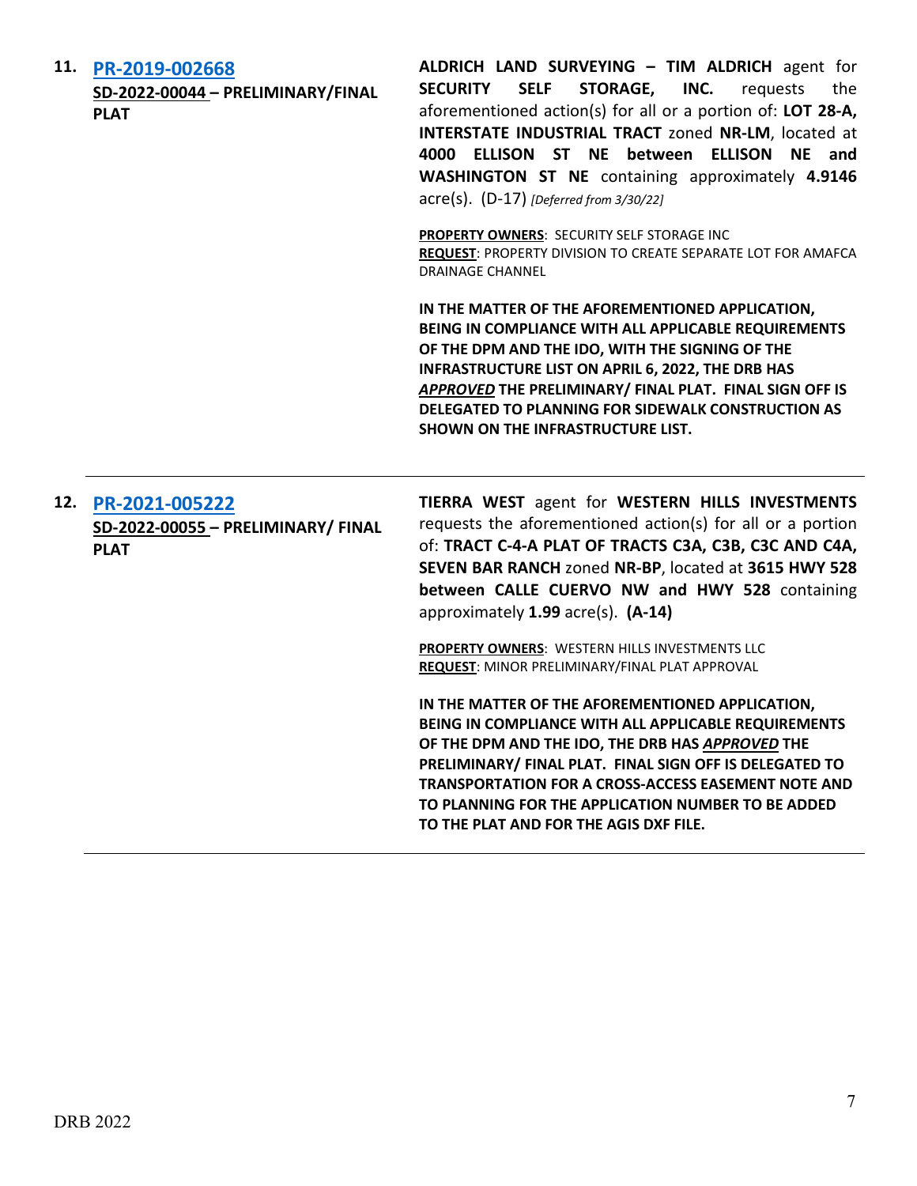**11. [PR-2019-002668](#)**
**SD-2022-00044 – PRELIMINARY/FINAL PLAT**

**ALDRICH LAND SURVEYING – TIM ALDRICH** agent for **SECURITY SELF STORAGE, INC.** requests the aforementioned action(s) for all or a portion of: **LOT 28-A, INTERSTATE INDUSTRIAL TRACT** zoned **NR-LM**, located at **4000 ELLISON ST NE between ELLISON NE and WASHINGTON ST NE** containing approximately **4.9146** acre(s). (D-17) *[Deferred from 3/30/22]*

**PROPERTY OWNERS**: SECURITY SELF STORAGE INC
**REQUEST**: PROPERTY DIVISION TO CREATE SEPARATE LOT FOR AMAFCA DRAINAGE CHANNEL

**IN THE MATTER OF THE AFOREMENTIONED APPLICATION, BEING IN COMPLIANCE WITH ALL APPLICABLE REQUIREMENTS OF THE DPM AND THE IDO, WITH THE SIGNING OF THE INFRASTRUCTURE LIST ON APRIL 6, 2022, THE DRB HAS *APPROVED* THE PRELIMINARY/ FINAL PLAT. FINAL SIGN OFF IS DELEGATED TO PLANNING FOR SIDEWALK CONSTRUCTION AS SHOWN ON THE INFRASTRUCTURE LIST.**

---

**12. [PR-2021-005222](#)**
**SD-2022-00055 – PRELIMINARY/ FINAL PLAT**

**TIERRA WEST** agent for **WESTERN HILLS INVESTMENTS** requests the aforementioned action(s) for all or a portion of: **TRACT C-4-A PLAT OF TRACTS C3A, C3B, C3C AND C4A, SEVEN BAR RANCH** zoned **NR-BP**, located at **3615 HWY 528 between CALLE CUERVO NW and HWY 528** containing approximately **1.99** acre(s). **(A-14)**

**PROPERTY OWNERS**: WESTERN HILLS INVESTMENTS LLC
**REQUEST**: MINOR PRELIMINARY/FINAL PLAT APPROVAL

**IN THE MATTER OF THE AFOREMENTIONED APPLICATION, BEING IN COMPLIANCE WITH ALL APPLICABLE REQUIREMENTS OF THE DPM AND THE IDO, THE DRB HAS *APPROVED* THE PRELIMINARY/ FINAL PLAT. FINAL SIGN OFF IS DELEGATED TO TRANSPORTATION FOR A CROSS-ACCESS EASEMENT NOTE AND TO PLANNING FOR THE APPLICATION NUMBER TO BE ADDED TO THE PLAT AND FOR THE AGIS DXF FILE.**

---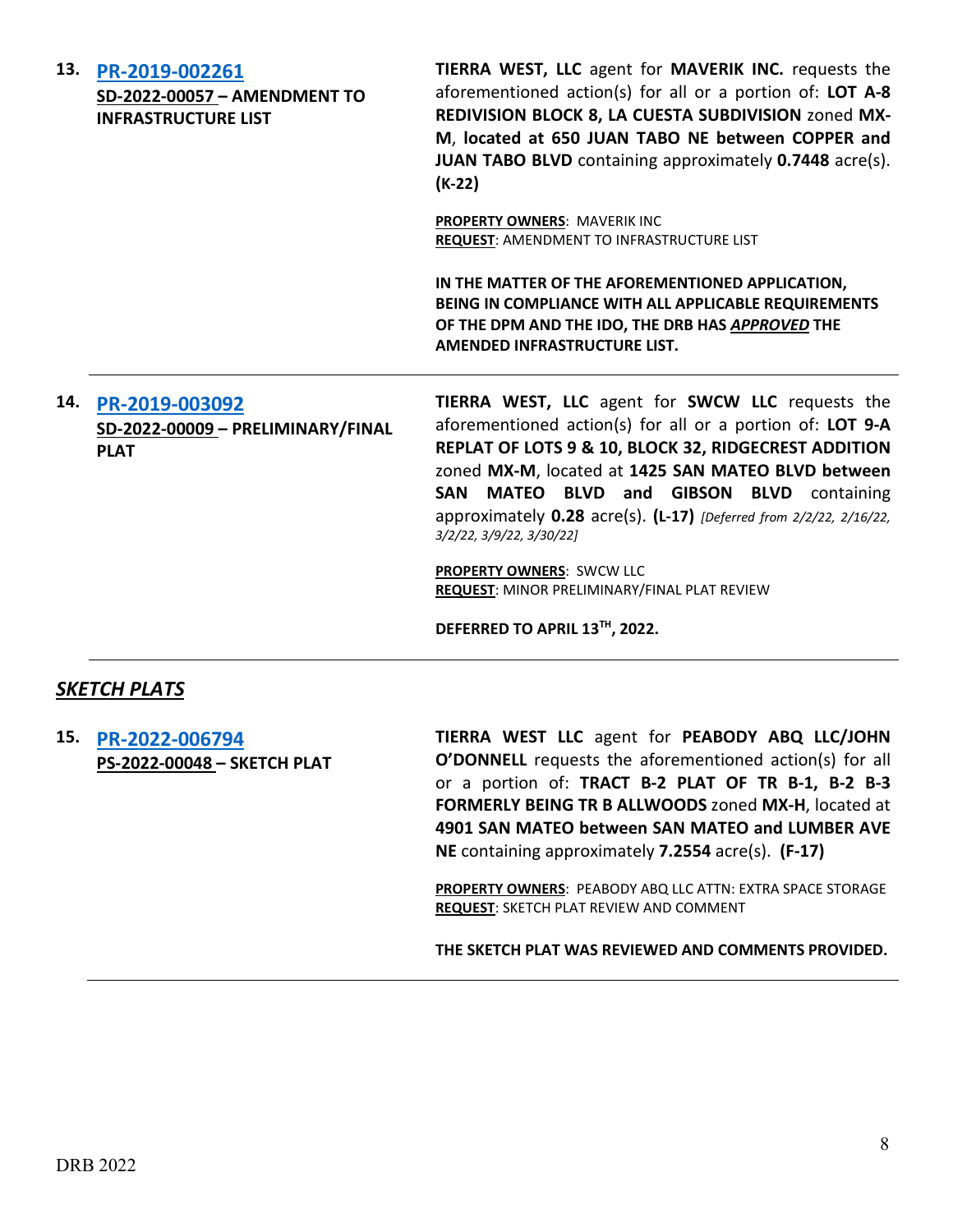**13. PR-2019-002261**
**SD-2022-00057 – AMENDMENT TO INFRASTRUCTURE LIST**

**TIERRA WEST, LLC** agent for **MAVERIK INC.** requests the aforementioned action(s) for all or a portion of: **LOT A-8 REDIVISION BLOCK 8, LA CUESTA SUBDIVISION** zoned **MX-M**, **located at 650 JUAN TABO NE between COPPER and JUAN TABO BLVD** containing approximately **0.7448** acre(s). **(K-22)**

**PROPERTY OWNERS**: MAVERIK INC
**REQUEST**: AMENDMENT TO INFRASTRUCTURE LIST

**IN THE MATTER OF THE AFOREMENTIONED APPLICATION, BEING IN COMPLIANCE WITH ALL APPLICABLE REQUIREMENTS OF THE DPM AND THE IDO, THE DRB HAS *APPROVED* THE AMENDED INFRASTRUCTURE LIST.**

---

**14. PR-2019-003092**
**SD-2022-00009 – PRELIMINARY/FINAL PLAT**

**TIERRA WEST, LLC** agent for **SWCW LLC** requests the aforementioned action(s) for all or a portion of: **LOT 9-A REPLAT OF LOTS 9 & 10, BLOCK 32, RIDGECREST ADDITION** zoned **MX-M**, located at **1425 SAN MATEO BLVD between SAN MATEO BLVD and GIBSON BLVD** containing approximately **0.28** acre(s). **(L-17)** *[Deferred from 2/2/22, 2/16/22, 3/2/22, 3/9/22, 3/30/22]*

**PROPERTY OWNERS**: SWCW LLC
**REQUEST**: MINOR PRELIMINARY/FINAL PLAT REVIEW

**DEFERRED TO APRIL 13TH, 2022.**

---

## *SKETCH PLATS*

**15. PR-2022-006794**
**PS-2022-00048 – SKETCH PLAT**

**TIERRA WEST LLC** agent for **PEABODY ABQ LLC/JOHN O'DONNELL** requests the aforementioned action(s) for all or a portion of: **TRACT B-2 PLAT OF TR B-1, B-2 B-3 FORMERLY BEING TR B ALLWOODS** zoned **MX-H**, located at **4901 SAN MATEO between SAN MATEO and LUMBER AVE NE** containing approximately **7.2554** acre(s). **(F-17)**

**PROPERTY OWNERS**: PEABODY ABQ LLC ATTN: EXTRA SPACE STORAGE
**REQUEST**: SKETCH PLAT REVIEW AND COMMENT

**THE SKETCH PLAT WAS REVIEWED AND COMMENTS PROVIDED.**

---

DRB 2022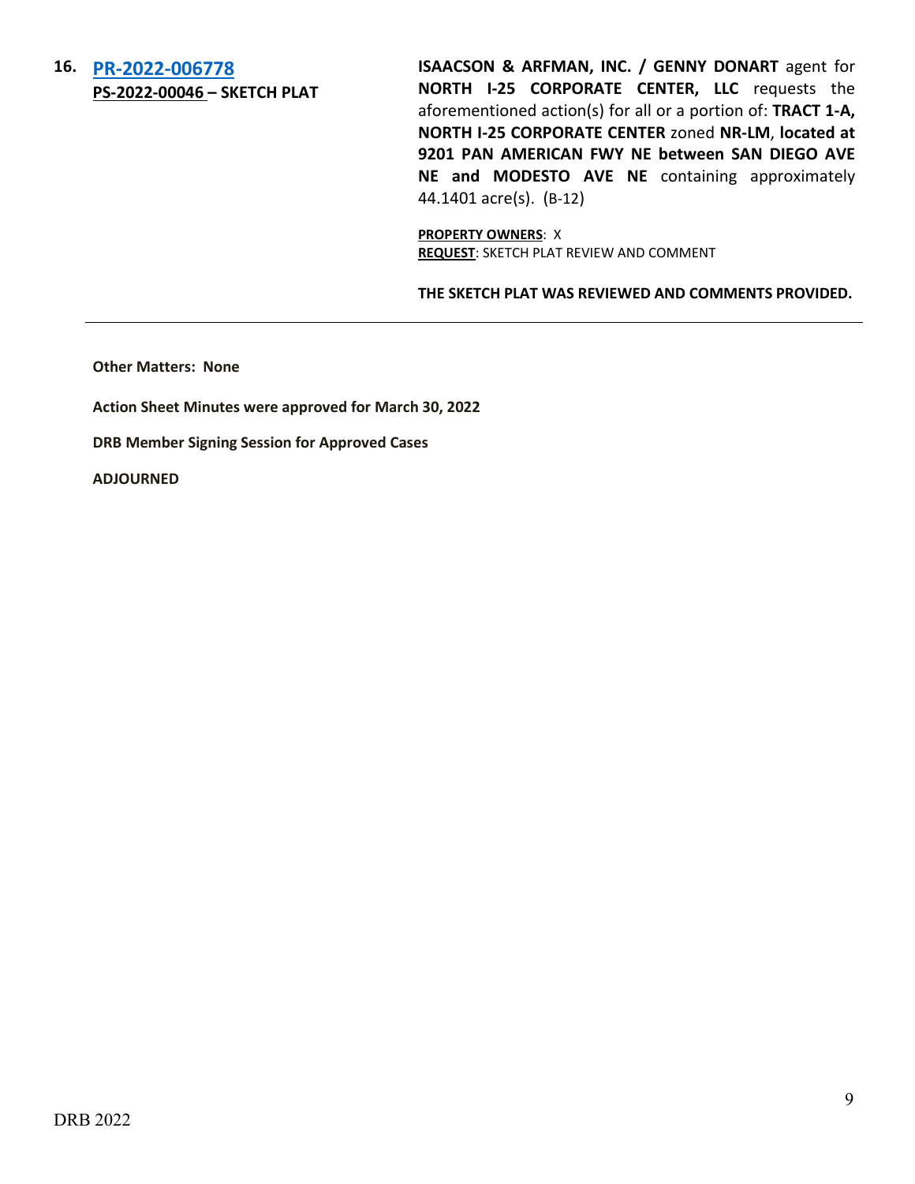**16. [PR-2022-006778](PR-2022-006778)**
**PS-2022-00046 – SKETCH PLAT**

**ISAACSON & ARFMAN, INC. / GENNY DONART** agent for **NORTH I-25 CORPORATE CENTER, LLC** requests the aforementioned action(s) for all or a portion of: **TRACT 1-A, NORTH I-25 CORPORATE CENTER** zoned **NR-LM**, **located at 9201 PAN AMERICAN FWY NE between SAN DIEGO AVE NE and MODESTO AVE NE** containing approximately 44.1401 acre(s). (B-12)

**PROPERTY OWNERS**: X
**REQUEST**: SKETCH PLAT REVIEW AND COMMENT

**THE SKETCH PLAT WAS REVIEWED AND COMMENTS PROVIDED.**

---

**Other Matters: None**

**Action Sheet Minutes were approved for March 30, 2022**

**DRB Member Signing Session for Approved Cases**

**ADJOURNED**